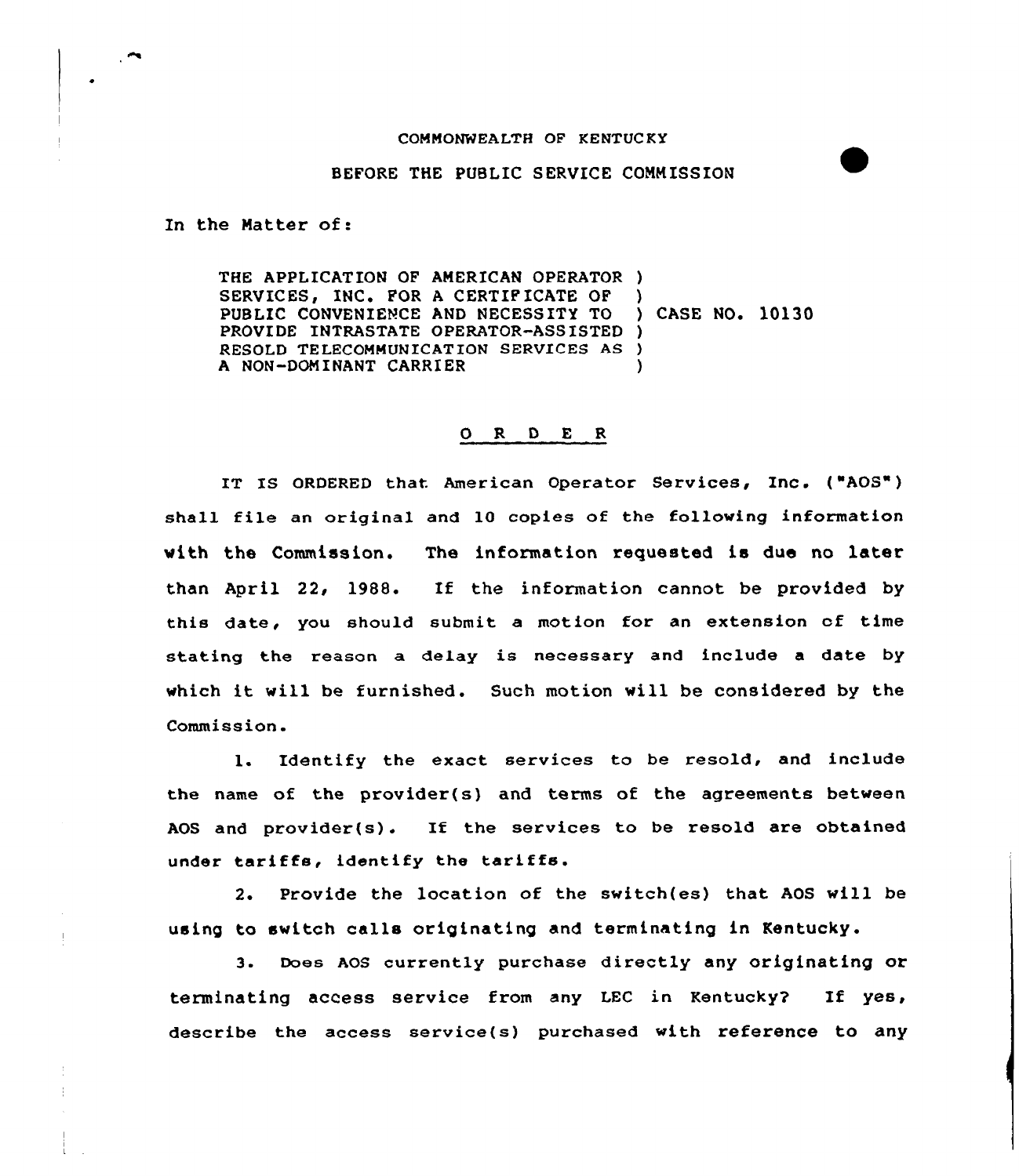COMMONWEALTH OF KENTUCKY

BEFORE THE PUBLIC SERVICE COMMISSION

In the Matter of:

THE APPLICATION OF AMERICAN OPERATOR SERVICES, INC. FOR A CERTIFICATE OF PUBLIC CONVENIENCE AND NECESSITY TO PROVIDE INTRASTATE OPERATOR-ASSISTED RESOLD TELECOMMUNICATION SERVICES AS A NON-DOMINANT CARRIER ) CASE NO. 10130

## O R D E R

IT IS ORDERED that American Operator Services, Inc. ("AOS") shall file an original and 10 copies of the following information with the Commission. The information requested is due no later than April 22, 1988. If the information cannot be provided by this date, you should submit a motion for an extension of time stating the reason a delay is necessary and include a date by which it will be furnished. Such motion will be considered by the Commission.

1. Identify the exact services to be resold, and include the name of the provider(s) and terms of the agreements between AOS and provider(s). If the services to be resold are obtained under tariffs, identify the tariffs.

2. Provide the location of the switch(es) that AOS will be using to switch calls originating and terminating in Kentucky.

3. Does AOS currently purchase directly any originating or terminating access service from any LEC in Kentucky? If yes, describe the access service(s) purchased with reference to any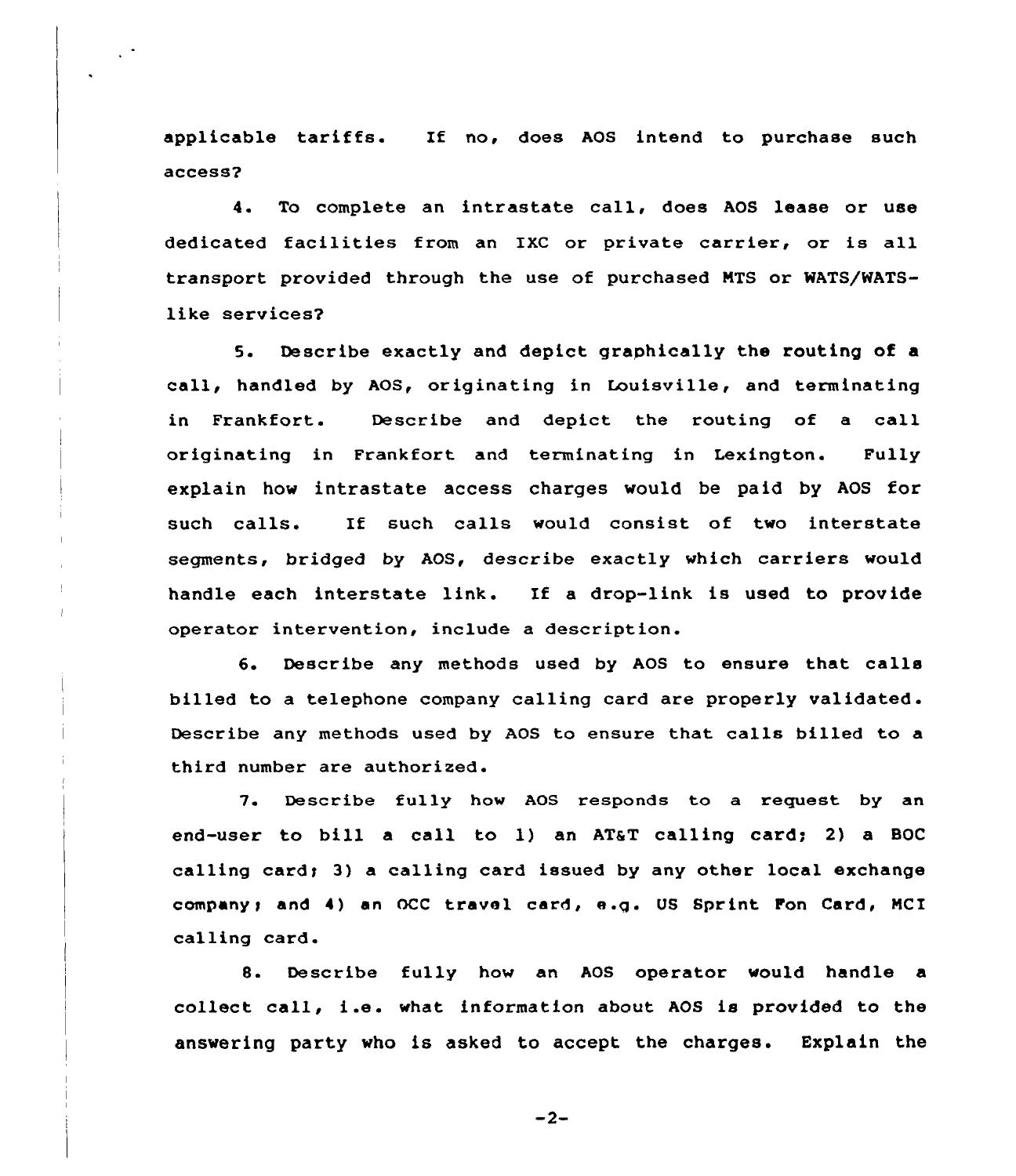applicable tariffs. If no, does AOS intend to purchase such access?

4. To complete an intrastate call, does AOS lease or use dedicated facilities from an IXC or private carrier, or is all transport provided through the use of purchased MTS or WATS/WATS-like services?

5. Describe exactly and depict graphically the routing of a call, handled by AOS, originating in Louisville, and terminating in Frankfort. Describe and depict the routing of a call originating in Frankfort and terminating in Lexington. Fully explain how intrastate access charges would be paid by AOS for such calls. If such calls would consist of two interstate segments, bridged by AOS, describe exactly which carriers would handle each interstate link. If a drop-link is used to provide operator intervention, include a description.

6. Describe any methods used by AOS to ensure that calls billed to a telephone company calling card are properly validated. Describe any methods used by AOS to ensure that calls billed to a third number are authorized.

7. Describe fully how AOS responds to a request by an end-user to bill a call to 1) an AT&T calling card; 2) a BOC calling card; 3) a calling card issued by any other local exchange company; and 4) an OCC travel card, e.g. US Sprint Fon Card, MCI calling card.

8. Describe fully how an AOS operator would handle a collect call, i.e. what information about AOS is provided to the answering party who is asked to accept the charges. Explain the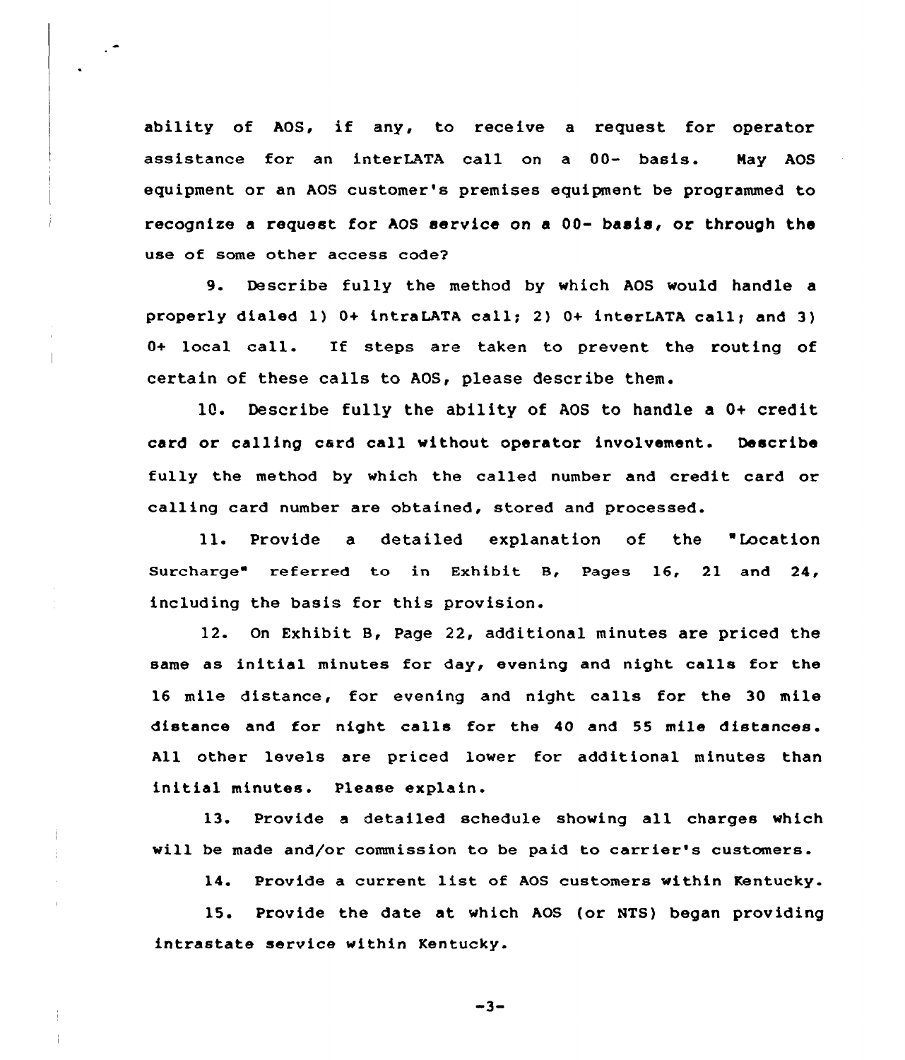ability of AOS, if any, to receive a request for operator assistance for an interLATA call on a 00- basis. May AOS equipment or an AOS customer's premises equipment be programmed to recognize a request for AOS service on a 00- basis, or through the use of some other access code?

9. Describe fully the method by which AOS would handle a properly dialed 1) 0+ intraLATA call; 2) 0+ interLATA call; and 3) 0+ local call. If steps are taken to prevent the routing of certain of these calls to AOS, please describe them.

10. Describe fully the ability of AOS to handle a 0+ credit card or calling card call without operator involvement. Describe fully the method by which the called number and credit card or calling card number are obtained, stored and processed.

11. Provide a detailed explanation of the "Location Surcharge" referred to in Exhibit B, Pages 16, 21 and 24, including the basis for this provision.

12. On Exhibit B, Page 22, additional minutes are priced the same as initial minutes for day, evening and night calls for the 16 mile distance, for evening and night calls for the 30 mile distance and for night calls for the 40 and 55 mile distances. All other levels are priced lower for additional minutes than initial minutes. Please explain.

13. Provide a detailed schedule showing all charges which will be made and/or commission to be paid to carrier's customers.

14. Provide a current list of AOS customers within Kentucky.

15. Provide the date at which AOS (or NTS) began providing intrastate service within Kentucky.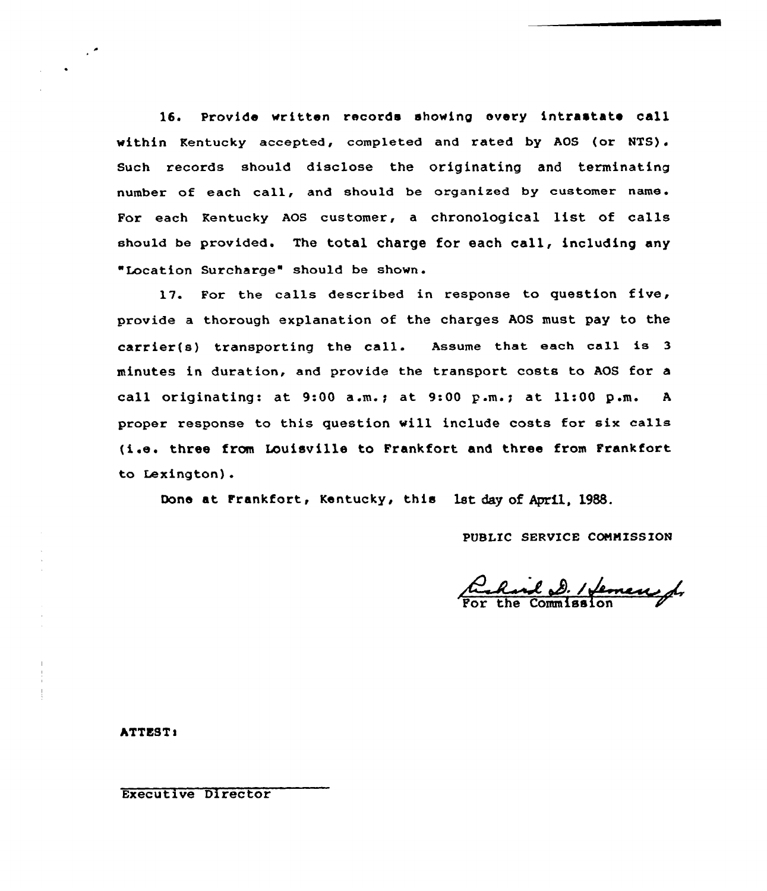16. Provide written records showing every intrastate call within Kentucky accepted, completed and rated by AOS (or NTS). Such records should disclose the originating and terminating number of each call, and should be organized by customer name. For each Kentucky AOS customer, a chronological list of calls should be provided. The total charge for each call, including any "Location Surcharge" should be shown.

17. For the calls described in response to question five, provide a thorough explanation of the charges AOS must pay to the carrier(s) transporting the call. Assume that each call is 3 minutes in duration, and provide the transport costs to AOS for a call originating: at 9:00 a.m.; at 9:00 p.m.; at 11:00 p.m. A proper response to this question will include costs for six calls (i.e. three from Louisville to Frankfort and three from Frankfort to Lexington).

Done at Frankfort, Kentucky, this 1st day of April, 1988.

PUBLIC SERVICE COMMISSION

For the Commission

ATTEST:

Executive Director